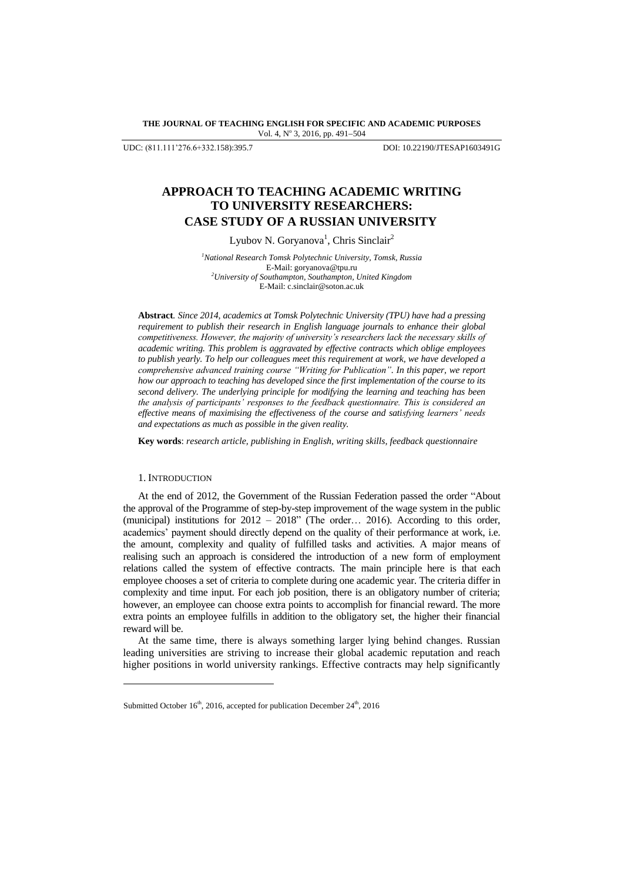UDC: (811.111'276.6+332.158):395.7 DOI: 10.22190/JTESAP1603491G

# APPROACH TO TEACHING ACADEMIC WRITING TO UNIVERSITY RESEARCHERS: CASE STUDY OF A RUSSIAN UNIVERSITY

Lyubov N. Goryanova[1], Chris Sinclair[2]

[1]*National Research Tomsk Polytechnic University, Tomsk, Russia*
E-Mail: goryanova@tpu.ru
[2]*University of Southampton, Southampton, United Kingdom*
E-Mail: c.sinclair@soton.ac.uk

**Abstract**. *Since 2014, academics at Tomsk Polytechnic University (TPU) have had a pressing requirement to publish their research in English language journals to enhance their global competitiveness. However, the majority of university's researchers lack the necessary skills of academic writing. This problem is aggravated by effective contracts which oblige employees to publish yearly. To help our colleagues meet this requirement at work, we have developed a comprehensive advanced training course "Writing for Publication". In this paper, we report how our approach to teaching has developed since the first implementation of the course to its second delivery. The underlying principle for modifying the learning and teaching has been the analysis of participants' responses to the feedback questionnaire. This is considered an effective means of maximising the effectiveness of the course and satisfying learners' needs and expectations as much as possible in the given reality.*

**Key words**: *research article, publishing in English, writing skills, feedback questionnaire*

## 1. Introduction

At the end of 2012, the Government of the Russian Federation passed the order "About the approval of the Programme of step-by-step improvement of the wage system in the public (municipal) institutions for 2012 – 2018" (The order… 2016). According to this order, academics' payment should directly depend on the quality of their performance at work, i.e. the amount, complexity and quality of fulfilled tasks and activities. A major means of realising such an approach is considered the introduction of a new form of employment relations called the system of effective contracts. The main principle here is that each employee chooses a set of criteria to complete during one academic year. The criteria differ in complexity and time input. For each job position, there is an obligatory number of criteria; however, an employee can choose extra points to accomplish for financial reward. The more extra points an employee fulfills in addition to the obligatory set, the higher their financial reward will be.

At the same time, there is always something larger lying behind changes. Russian leading universities are striving to increase their global academic reputation and reach higher positions in world university rankings. Effective contracts may help significantly

Submitted October 16th, 2016, accepted for publication December 24th, 2016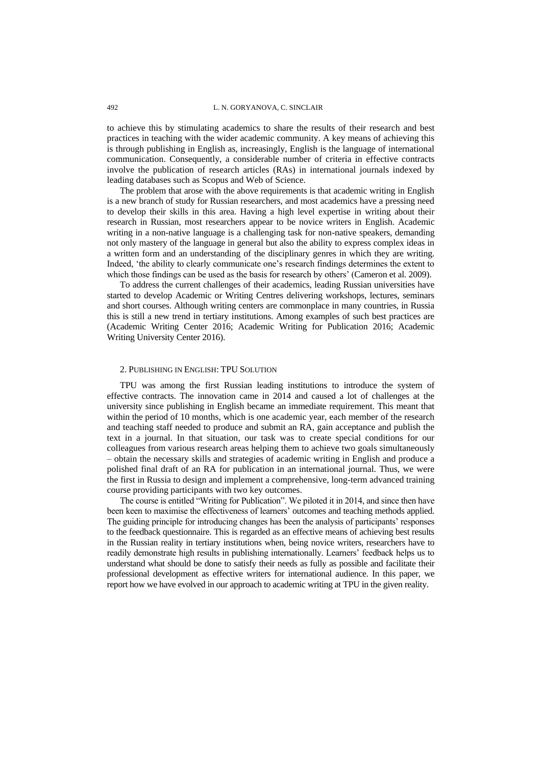to achieve this by stimulating academics to share the results of their research and best practices in teaching with the wider academic community. A key means of achieving this is through publishing in English as, increasingly, English is the language of international communication. Consequently, a considerable number of criteria in effective contracts involve the publication of research articles (RAs) in international journals indexed by leading databases such as Scopus and Web of Science.

The problem that arose with the above requirements is that academic writing in English is a new branch of study for Russian researchers, and most academics have a pressing need to develop their skills in this area. Having a high level expertise in writing about their research in Russian, most researchers appear to be novice writers in English. Academic writing in a non-native language is a challenging task for non-native speakers, demanding not only mastery of the language in general but also the ability to express complex ideas in a written form and an understanding of the disciplinary genres in which they are writing. Indeed, 'the ability to clearly communicate one's research findings determines the extent to which those findings can be used as the basis for research by others' (Cameron et al. 2009).

To address the current challenges of their academics, leading Russian universities have started to develop Academic or Writing Centres delivering workshops, lectures, seminars and short courses. Although writing centers are commonplace in many countries, in Russia this is still a new trend in tertiary institutions. Among examples of such best practices are (Academic Writing Center 2016; Academic Writing for Publication 2016; Academic Writing University Center 2016).

## 2. Publishing in English: TPU Solution

TPU was among the first Russian leading institutions to introduce the system of effective contracts. The innovation came in 2014 and caused a lot of challenges at the university since publishing in English became an immediate requirement. This meant that within the period of 10 months, which is one academic year, each member of the research and teaching staff needed to produce and submit an RA, gain acceptance and publish the text in a journal. In that situation, our task was to create special conditions for our colleagues from various research areas helping them to achieve two goals simultaneously – obtain the necessary skills and strategies of academic writing in English and produce a polished final draft of an RA for publication in an international journal. Thus, we were the first in Russia to design and implement a comprehensive, long-term advanced training course providing participants with two key outcomes.

The course is entitled "Writing for Publication". We piloted it in 2014, and since then have been keen to maximise the effectiveness of learners' outcomes and teaching methods applied. The guiding principle for introducing changes has been the analysis of participants' responses to the feedback questionnaire. This is regarded as an effective means of achieving best results in the Russian reality in tertiary institutions when, being novice writers, researchers have to readily demonstrate high results in publishing internationally. Learners' feedback helps us to understand what should be done to satisfy their needs as fully as possible and facilitate their professional development as effective writers for international audience. In this paper, we report how we have evolved in our approach to academic writing at TPU in the given reality.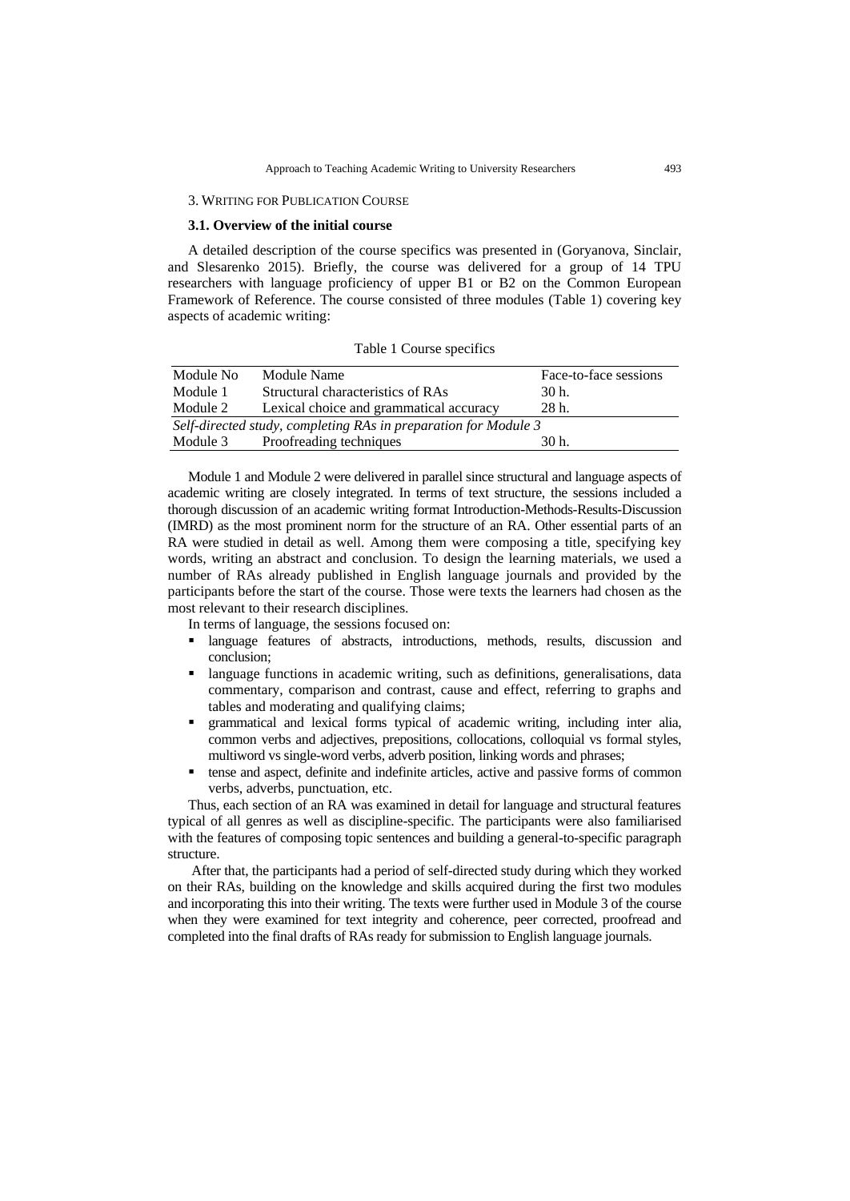## 3. Writing for Publication Course

### 3.1. Overview of the initial course

A detailed description of the course specifics was presented in (Goryanova, Sinclair, and Slesarenko 2015). Briefly, the course was delivered for a group of 14 TPU researchers with language proficiency of upper B1 or B2 on the Common European Framework of Reference. The course consisted of three modules (Table 1) covering key aspects of academic writing:

Table 1 Course specifics

| Module No | Module Name | Face-to-face sessions |
|---|---|---|
| Module 1 | Structural characteristics of RAs | 30 h. |
| Module 2 | Lexical choice and grammatical accuracy | 28 h. |
| *Self-directed study, completing RAs in preparation for Module 3* | | |
| Module 3 | Proofreading techniques | 30 h. |

Module 1 and Module 2 were delivered in parallel since structural and language aspects of academic writing are closely integrated. In terms of text structure, the sessions included a thorough discussion of an academic writing format Introduction-Methods-Results-Discussion (IMRD) as the most prominent norm for the structure of an RA. Other essential parts of an RA were studied in detail as well. Among them were composing a title, specifying key words, writing an abstract and conclusion. To design the learning materials, we used a number of RAs already published in English language journals and provided by the participants before the start of the course. Those were texts the learners had chosen as the most relevant to their research disciplines.

In terms of language, the sessions focused on:

- language features of abstracts, introductions, methods, results, discussion and conclusion;
- language functions in academic writing, such as definitions, generalisations, data commentary, comparison and contrast, cause and effect, referring to graphs and tables and moderating and qualifying claims;
- grammatical and lexical forms typical of academic writing, including inter alia, common verbs and adjectives, prepositions, collocations, colloquial vs formal styles, multiword vs single-word verbs, adverb position, linking words and phrases;
- tense and aspect, definite and indefinite articles, active and passive forms of common verbs, adverbs, punctuation, etc.

Thus, each section of an RA was examined in detail for language and structural features typical of all genres as well as discipline-specific. The participants were also familiarised with the features of composing topic sentences and building a general-to-specific paragraph structure.

After that, the participants had a period of self-directed study during which they worked on their RAs, building on the knowledge and skills acquired during the first two modules and incorporating this into their writing. The texts were further used in Module 3 of the course when they were examined for text integrity and coherence, peer corrected, proofread and completed into the final drafts of RAs ready for submission to English language journals.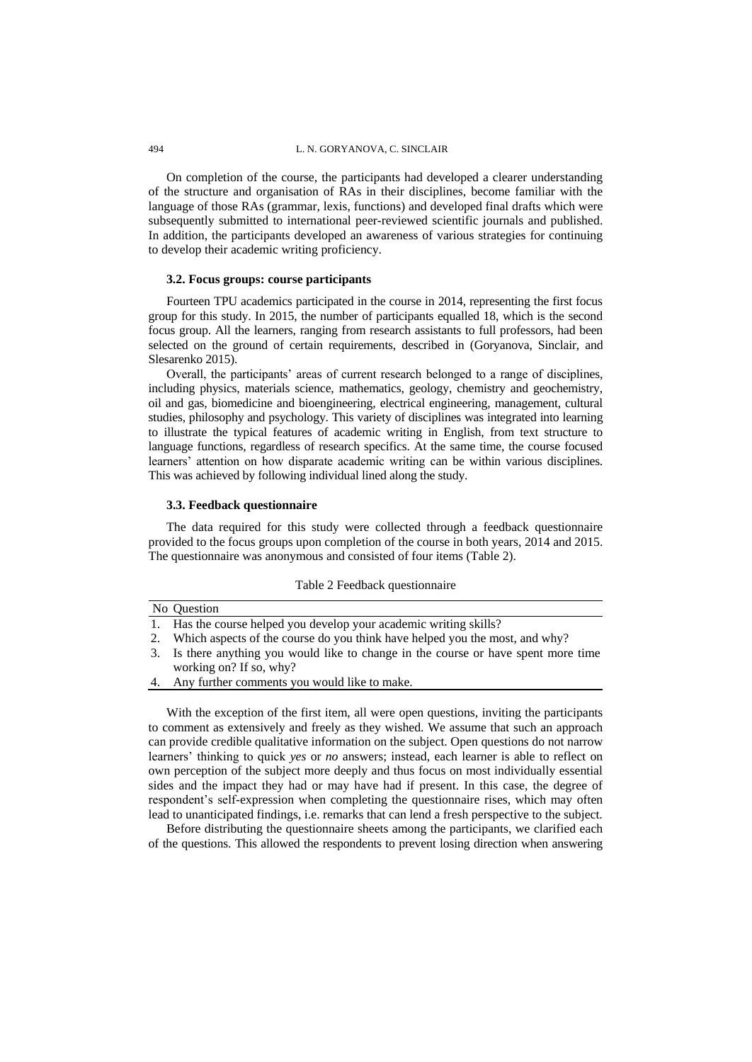On completion of the course, the participants had developed a clearer understanding of the structure and organisation of RAs in their disciplines, become familiar with the language of those RAs (grammar, lexis, functions) and developed final drafts which were subsequently submitted to international peer-reviewed scientific journals and published. In addition, the participants developed an awareness of various strategies for continuing to develop their academic writing proficiency.

### 3.2. Focus groups: course participants

Fourteen TPU academics participated in the course in 2014, representing the first focus group for this study. In 2015, the number of participants equalled 18, which is the second focus group. All the learners, ranging from research assistants to full professors, had been selected on the ground of certain requirements, described in (Goryanova, Sinclair, and Slesarenko 2015).

Overall, the participants' areas of current research belonged to a range of disciplines, including physics, materials science, mathematics, geology, chemistry and geochemistry, oil and gas, biomedicine and bioengineering, electrical engineering, management, cultural studies, philosophy and psychology. This variety of disciplines was integrated into learning to illustrate the typical features of academic writing in English, from text structure to language functions, regardless of research specifics. At the same time, the course focused learners' attention on how disparate academic writing can be within various disciplines. This was achieved by following individual lined along the study.

### 3.3. Feedback questionnaire

The data required for this study were collected through a feedback questionnaire provided to the focus groups upon completion of the course in both years, 2014 and 2015. The questionnaire was anonymous and consisted of four items (Table 2).

Table 2 Feedback questionnaire

| No | Question |
|---|---|
| 1. | Has the course helped you develop your academic writing skills? |
| 2. | Which aspects of the course do you think have helped you the most, and why? |
| 3. | Is there anything you would like to change in the course or have spent more time working on? If so, why? |
| 4. | Any further comments you would like to make. |

With the exception of the first item, all were open questions, inviting the participants to comment as extensively and freely as they wished. We assume that such an approach can provide credible qualitative information on the subject. Open questions do not narrow learners' thinking to quick *yes* or *no* answers; instead, each learner is able to reflect on own perception of the subject more deeply and thus focus on most individually essential sides and the impact they had or may have had if present. In this case, the degree of respondent's self-expression when completing the questionnaire rises, which may often lead to unanticipated findings, i.e. remarks that can lend a fresh perspective to the subject.

Before distributing the questionnaire sheets among the participants, we clarified each of the questions. This allowed the respondents to prevent losing direction when answering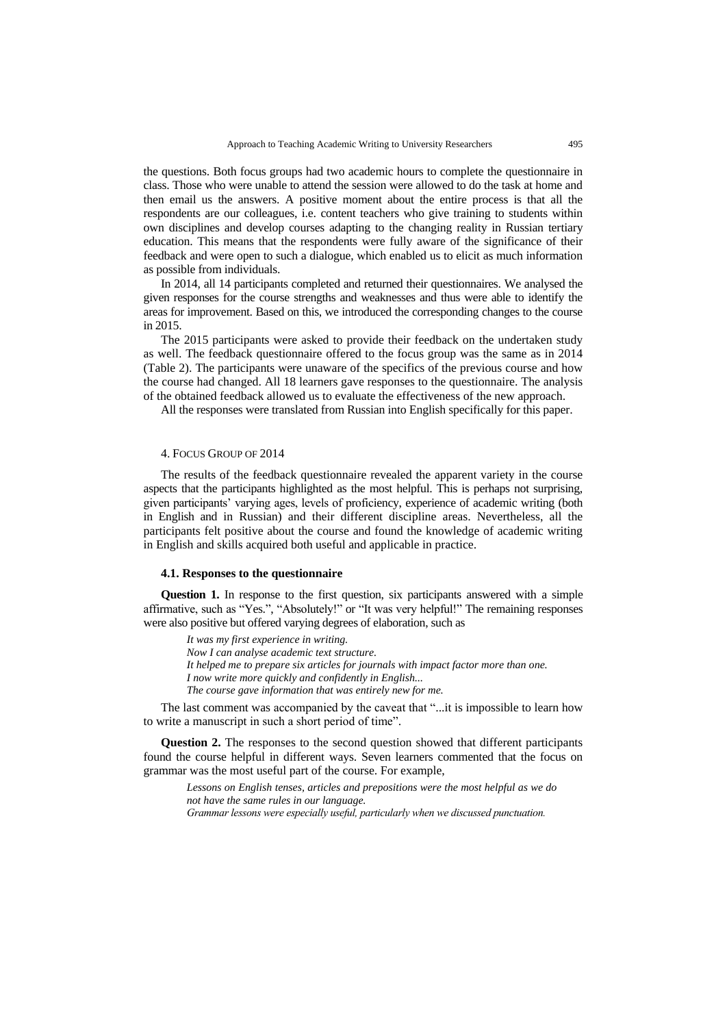the questions. Both focus groups had two academic hours to complete the questionnaire in class. Those who were unable to attend the session were allowed to do the task at home and then email us the answers. A positive moment about the entire process is that all the respondents are our colleagues, i.e. content teachers who give training to students within own disciplines and develop courses adapting to the changing reality in Russian tertiary education. This means that the respondents were fully aware of the significance of their feedback and were open to such a dialogue, which enabled us to elicit as much information as possible from individuals.

In 2014, all 14 participants completed and returned their questionnaires. We analysed the given responses for the course strengths and weaknesses and thus were able to identify the areas for improvement. Based on this, we introduced the corresponding changes to the course in 2015.

The 2015 participants were asked to provide their feedback on the undertaken study as well. The feedback questionnaire offered to the focus group was the same as in 2014 (Table 2). The participants were unaware of the specifics of the previous course and how the course had changed. All 18 learners gave responses to the questionnaire. The analysis of the obtained feedback allowed us to evaluate the effectiveness of the new approach.

All the responses were translated from Russian into English specifically for this paper.

## 4. Focus Group of 2014

The results of the feedback questionnaire revealed the apparent variety in the course aspects that the participants highlighted as the most helpful. This is perhaps not surprising, given participants' varying ages, levels of proficiency, experience of academic writing (both in English and in Russian) and their different discipline areas. Nevertheless, all the participants felt positive about the course and found the knowledge of academic writing in English and skills acquired both useful and applicable in practice.

### 4.1. Responses to the questionnaire

**Question 1.** In response to the first question, six participants answered with a simple affirmative, such as "Yes.", "Absolutely!" or "It was very helpful!" The remaining responses were also positive but offered varying degrees of elaboration, such as

> *It was my first experience in writing.*
> *Now I can analyse academic text structure.*
> *It helped me to prepare six articles for journals with impact factor more than one.*
> *I now write more quickly and confidently in English...*
> *The course gave information that was entirely new for me.*

The last comment was accompanied by the caveat that "...it is impossible to learn how to write a manuscript in such a short period of time".

**Question 2.** The responses to the second question showed that different participants found the course helpful in different ways. Seven learners commented that the focus on grammar was the most useful part of the course. For example,

> *Lessons on English tenses, articles and prepositions were the most helpful as we do not have the same rules in our language.*
> *Grammar lessons were especially useful, particularly when we discussed punctuation.*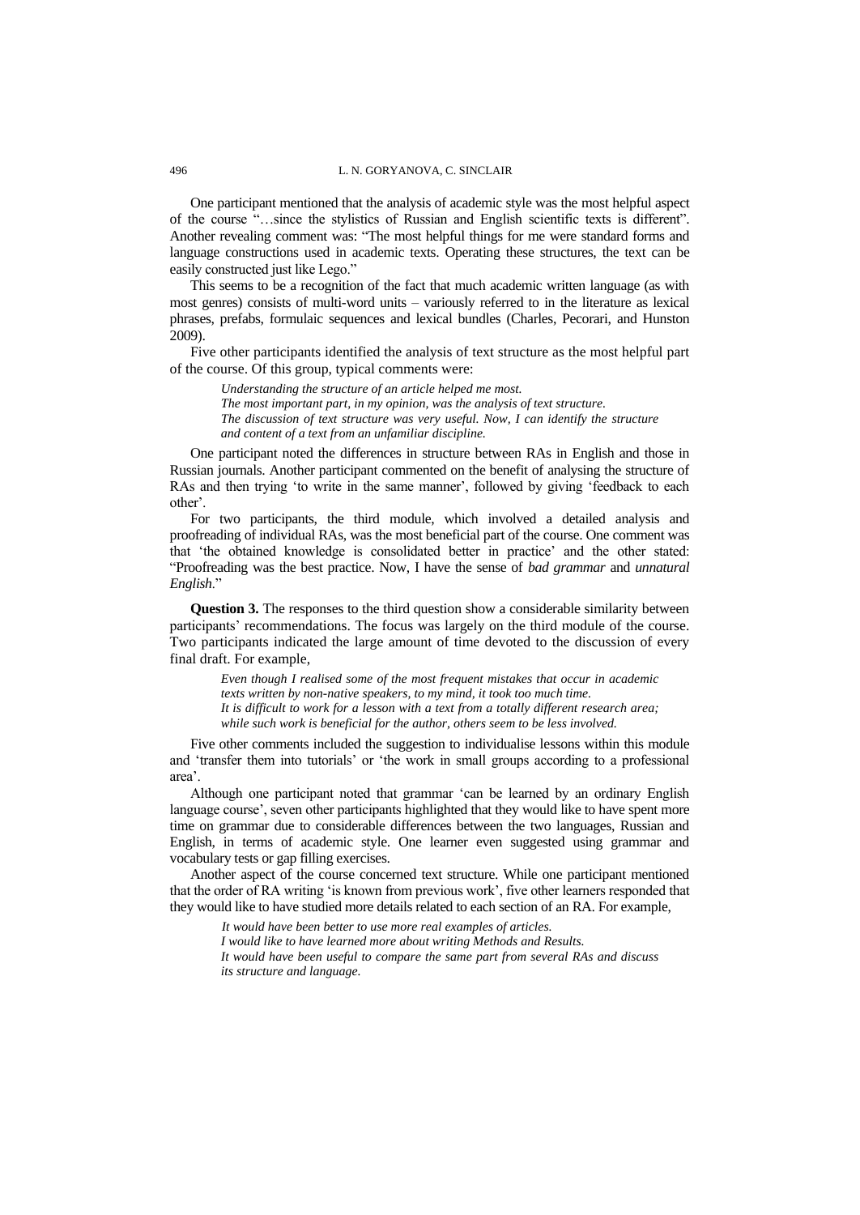One participant mentioned that the analysis of academic style was the most helpful aspect of the course "…since the stylistics of Russian and English scientific texts is different". Another revealing comment was: "The most helpful things for me were standard forms and language constructions used in academic texts. Operating these structures, the text can be easily constructed just like Lego."

This seems to be a recognition of the fact that much academic written language (as with most genres) consists of multi-word units – variously referred to in the literature as lexical phrases, prefabs, formulaic sequences and lexical bundles (Charles, Pecorari, and Hunston 2009).

Five other participants identified the analysis of text structure as the most helpful part of the course. Of this group, typical comments were:

> *Understanding the structure of an article helped me most.*
> *The most important part, in my opinion, was the analysis of text structure.*
> *The discussion of text structure was very useful. Now, I can identify the structure and content of a text from an unfamiliar discipline.*

One participant noted the differences in structure between RAs in English and those in Russian journals. Another participant commented on the benefit of analysing the structure of RAs and then trying 'to write in the same manner', followed by giving 'feedback to each other'.

For two participants, the third module, which involved a detailed analysis and proofreading of individual RAs, was the most beneficial part of the course. One comment was that 'the obtained knowledge is consolidated better in practice' and the other stated: "Proofreading was the best practice. Now, I have the sense of *bad grammar* and *unnatural English*."

**Question 3.** The responses to the third question show a considerable similarity between participants' recommendations. The focus was largely on the third module of the course. Two participants indicated the large amount of time devoted to the discussion of every final draft. For example,

> *Even though I realised some of the most frequent mistakes that occur in academic texts written by non-native speakers, to my mind, it took too much time.*
> *It is difficult to work for a lesson with a text from a totally different research area; while such work is beneficial for the author, others seem to be less involved.*

Five other comments included the suggestion to individualise lessons within this module and 'transfer them into tutorials' or 'the work in small groups according to a professional area'.

Although one participant noted that grammar 'can be learned by an ordinary English language course', seven other participants highlighted that they would like to have spent more time on grammar due to considerable differences between the two languages, Russian and English, in terms of academic style. One learner even suggested using grammar and vocabulary tests or gap filling exercises.

Another aspect of the course concerned text structure. While one participant mentioned that the order of RA writing 'is known from previous work', five other learners responded that they would like to have studied more details related to each section of an RA. For example,

> *It would have been better to use more real examples of articles.*
> *I would like to have learned more about writing Methods and Results.*
> *It would have been useful to compare the same part from several RAs and discuss its structure and language.*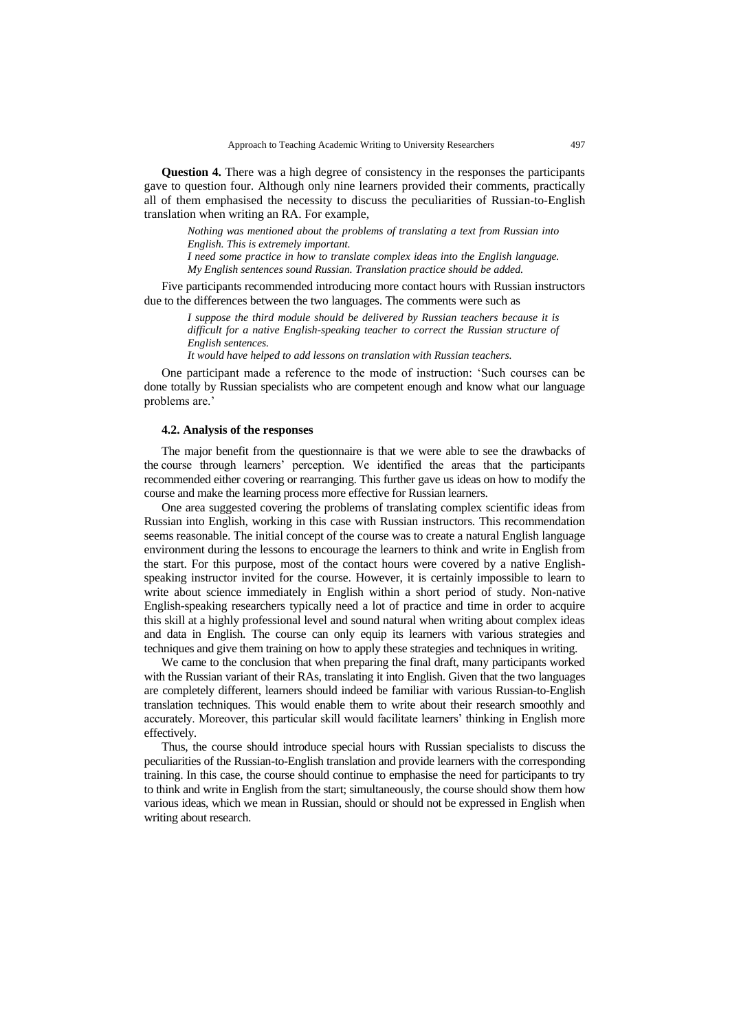**Question 4.** There was a high degree of consistency in the responses the participants gave to question four. Although only nine learners provided their comments, practically all of them emphasised the necessity to discuss the peculiarities of Russian-to-English translation when writing an RA. For example,

> *Nothing was mentioned about the problems of translating a text from Russian into English. This is extremely important.*
> *I need some practice in how to translate complex ideas into the English language.*
> *My English sentences sound Russian. Translation practice should be added.*

Five participants recommended introducing more contact hours with Russian instructors due to the differences between the two languages. The comments were such as

> *I suppose the third module should be delivered by Russian teachers because it is difficult for a native English-speaking teacher to correct the Russian structure of English sentences.*
> *It would have helped to add lessons on translation with Russian teachers.*

One participant made a reference to the mode of instruction: 'Such courses can be done totally by Russian specialists who are competent enough and know what our language problems are.'

### 4.2. Analysis of the responses

The major benefit from the questionnaire is that we were able to see the drawbacks of the course through learners' perception. We identified the areas that the participants recommended either covering or rearranging. This further gave us ideas on how to modify the course and make the learning process more effective for Russian learners.

One area suggested covering the problems of translating complex scientific ideas from Russian into English, working in this case with Russian instructors. This recommendation seems reasonable. The initial concept of the course was to create a natural English language environment during the lessons to encourage the learners to think and write in English from the start. For this purpose, most of the contact hours were covered by a native English-speaking instructor invited for the course. However, it is certainly impossible to learn to write about science immediately in English within a short period of study. Non-native English-speaking researchers typically need a lot of practice and time in order to acquire this skill at a highly professional level and sound natural when writing about complex ideas and data in English. The course can only equip its learners with various strategies and techniques and give them training on how to apply these strategies and techniques in writing.

We came to the conclusion that when preparing the final draft, many participants worked with the Russian variant of their RAs, translating it into English. Given that the two languages are completely different, learners should indeed be familiar with various Russian-to-English translation techniques. This would enable them to write about their research smoothly and accurately. Moreover, this particular skill would facilitate learners' thinking in English more effectively.

Thus, the course should introduce special hours with Russian specialists to discuss the peculiarities of the Russian-to-English translation and provide learners with the corresponding training. In this case, the course should continue to emphasise the need for participants to try to think and write in English from the start; simultaneously, the course should show them how various ideas, which we mean in Russian, should or should not be expressed in English when writing about research.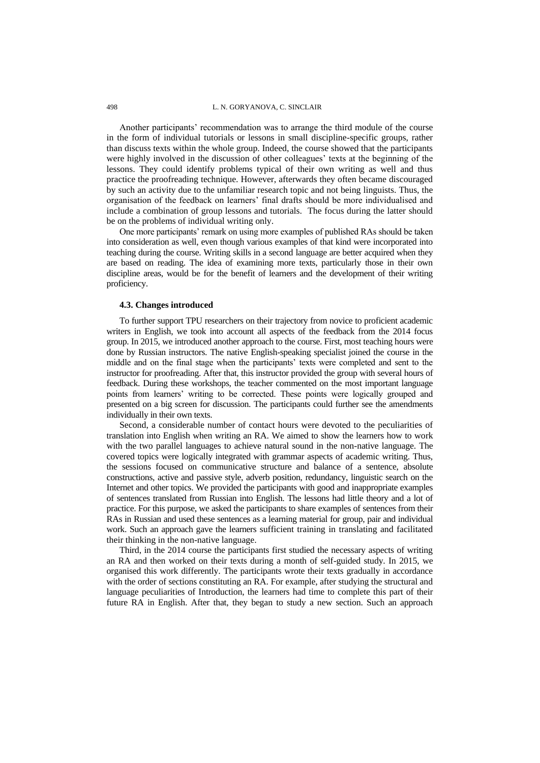Another participants' recommendation was to arrange the third module of the course in the form of individual tutorials or lessons in small discipline-specific groups, rather than discuss texts within the whole group. Indeed, the course showed that the participants were highly involved in the discussion of other colleagues' texts at the beginning of the lessons. They could identify problems typical of their own writing as well and thus practice the proofreading technique. However, afterwards they often became discouraged by such an activity due to the unfamiliar research topic and not being linguists. Thus, the organisation of the feedback on learners' final drafts should be more individualised and include a combination of group lessons and tutorials. The focus during the latter should be on the problems of individual writing only.

One more participants' remark on using more examples of published RAs should be taken into consideration as well, even though various examples of that kind were incorporated into teaching during the course. Writing skills in a second language are better acquired when they are based on reading. The idea of examining more texts, particularly those in their own discipline areas, would be for the benefit of learners and the development of their writing proficiency.

### 4.3. Changes introduced

To further support TPU researchers on their trajectory from novice to proficient academic writers in English, we took into account all aspects of the feedback from the 2014 focus group. In 2015, we introduced another approach to the course. First, most teaching hours were done by Russian instructors. The native English-speaking specialist joined the course in the middle and on the final stage when the participants' texts were completed and sent to the instructor for proofreading. After that, this instructor provided the group with several hours of feedback. During these workshops, the teacher commented on the most important language points from learners' writing to be corrected. These points were logically grouped and presented on a big screen for discussion. The participants could further see the amendments individually in their own texts.

Second, a considerable number of contact hours were devoted to the peculiarities of translation into English when writing an RA. We aimed to show the learners how to work with the two parallel languages to achieve natural sound in the non-native language. The covered topics were logically integrated with grammar aspects of academic writing. Thus, the sessions focused on communicative structure and balance of a sentence, absolute constructions, active and passive style, adverb position, redundancy, linguistic search on the Internet and other topics. We provided the participants with good and inappropriate examples of sentences translated from Russian into English. The lessons had little theory and a lot of practice. For this purpose, we asked the participants to share examples of sentences from their RAs in Russian and used these sentences as a learning material for group, pair and individual work. Such an approach gave the learners sufficient training in translating and facilitated their thinking in the non-native language.

Third, in the 2014 course the participants first studied the necessary aspects of writing an RA and then worked on their texts during a month of self-guided study. In 2015, we organised this work differently. The participants wrote their texts gradually in accordance with the order of sections constituting an RA. For example, after studying the structural and language peculiarities of Introduction, the learners had time to complete this part of their future RA in English. After that, they began to study a new section. Such an approach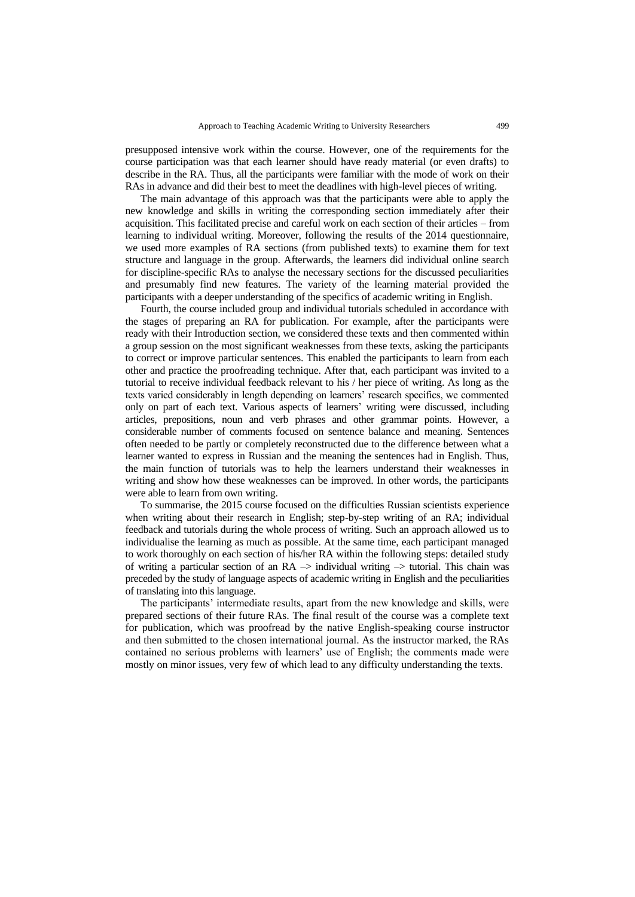presupposed intensive work within the course. However, one of the requirements for the course participation was that each learner should have ready material (or even drafts) to describe in the RA. Thus, all the participants were familiar with the mode of work on their RAs in advance and did their best to meet the deadlines with high-level pieces of writing.

The main advantage of this approach was that the participants were able to apply the new knowledge and skills in writing the corresponding section immediately after their acquisition. This facilitated precise and careful work on each section of their articles – from learning to individual writing. Moreover, following the results of the 2014 questionnaire, we used more examples of RA sections (from published texts) to examine them for text structure and language in the group. Afterwards, the learners did individual online search for discipline-specific RAs to analyse the necessary sections for the discussed peculiarities and presumably find new features. The variety of the learning material provided the participants with a deeper understanding of the specifics of academic writing in English.

Fourth, the course included group and individual tutorials scheduled in accordance with the stages of preparing an RA for publication. For example, after the participants were ready with their Introduction section, we considered these texts and then commented within a group session on the most significant weaknesses from these texts, asking the participants to correct or improve particular sentences. This enabled the participants to learn from each other and practice the proofreading technique. After that, each participant was invited to a tutorial to receive individual feedback relevant to his / her piece of writing. As long as the texts varied considerably in length depending on learners' research specifics, we commented only on part of each text. Various aspects of learners' writing were discussed, including articles, prepositions, noun and verb phrases and other grammar points. However, a considerable number of comments focused on sentence balance and meaning. Sentences often needed to be partly or completely reconstructed due to the difference between what a learner wanted to express in Russian and the meaning the sentences had in English. Thus, the main function of tutorials was to help the learners understand their weaknesses in writing and show how these weaknesses can be improved. In other words, the participants were able to learn from own writing.

To summarise, the 2015 course focused on the difficulties Russian scientists experience when writing about their research in English; step-by-step writing of an RA; individual feedback and tutorials during the whole process of writing. Such an approach allowed us to individualise the learning as much as possible. At the same time, each participant managed to work thoroughly on each section of his/her RA within the following steps: detailed study of writing a particular section of an RA –> individual writing –> tutorial. This chain was preceded by the study of language aspects of academic writing in English and the peculiarities of translating into this language.

The participants' intermediate results, apart from the new knowledge and skills, were prepared sections of their future RAs. The final result of the course was a complete text for publication, which was proofread by the native English-speaking course instructor and then submitted to the chosen international journal. As the instructor marked, the RAs contained no serious problems with learners' use of English; the comments made were mostly on minor issues, very few of which lead to any difficulty understanding the texts.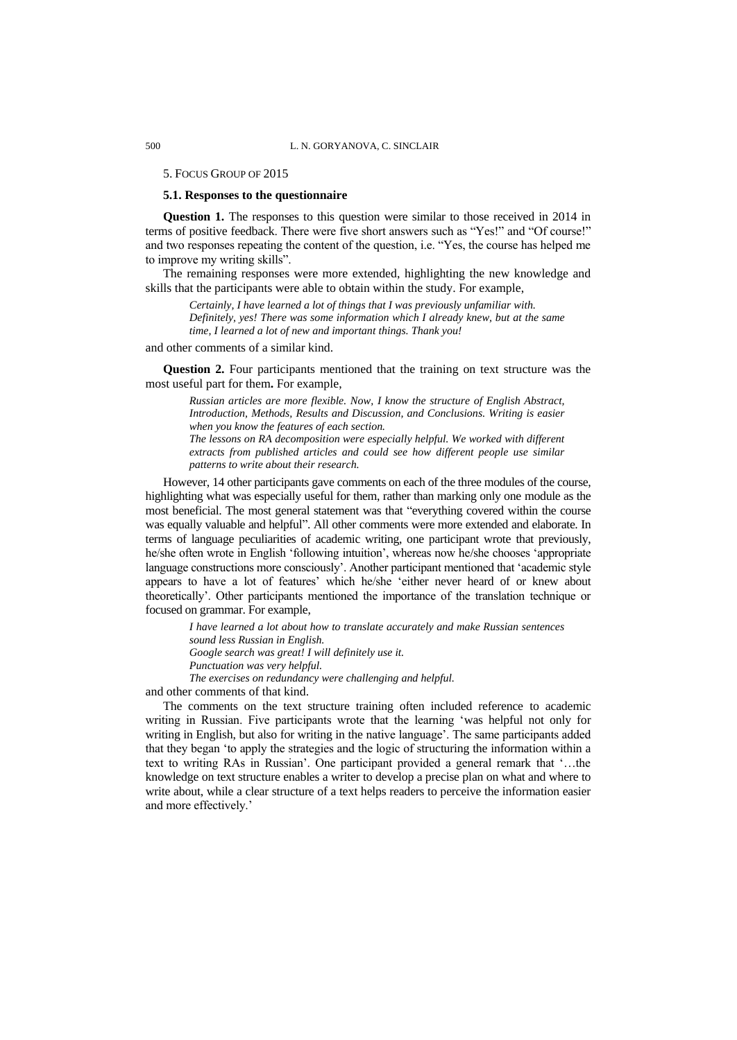## 5. Focus Group of 2015

### 5.1. Responses to the questionnaire

**Question 1.** The responses to this question were similar to those received in 2014 in terms of positive feedback. There were five short answers such as "Yes!" and "Of course!" and two responses repeating the content of the question, i.e. "Yes, the course has helped me to improve my writing skills".

The remaining responses were more extended, highlighting the new knowledge and skills that the participants were able to obtain within the study. For example,

> *Certainly, I have learned a lot of things that I was previously unfamiliar with.*
> *Definitely, yes! There was some information which I already knew, but at the same time, I learned a lot of new and important things. Thank you!*

and other comments of a similar kind.

**Question 2.** Four participants mentioned that the training on text structure was the most useful part for them**.** For example,

> *Russian articles are more flexible. Now, I know the structure of English Abstract, Introduction, Methods, Results and Discussion, and Conclusions. Writing is easier when you know the features of each section.*
> *The lessons on RA decomposition were especially helpful. We worked with different extracts from published articles and could see how different people use similar patterns to write about their research.*

However, 14 other participants gave comments on each of the three modules of the course, highlighting what was especially useful for them, rather than marking only one module as the most beneficial. The most general statement was that "everything covered within the course was equally valuable and helpful". All other comments were more extended and elaborate. In terms of language peculiarities of academic writing, one participant wrote that previously, he/she often wrote in English 'following intuition', whereas now he/she chooses 'appropriate language constructions more consciously'. Another participant mentioned that 'academic style appears to have a lot of features' which he/she 'either never heard of or knew about theoretically'. Other participants mentioned the importance of the translation technique or focused on grammar. For example,

> *I have learned a lot about how to translate accurately and make Russian sentences sound less Russian in English.*
> *Google search was great! I will definitely use it.*
> *Punctuation was very helpful.*
> *The exercises on redundancy were challenging and helpful.*

and other comments of that kind.

The comments on the text structure training often included reference to academic writing in Russian. Five participants wrote that the learning 'was helpful not only for writing in English, but also for writing in the native language'. The same participants added that they began 'to apply the strategies and the logic of structuring the information within a text to writing RAs in Russian'. One participant provided a general remark that '…the knowledge on text structure enables a writer to develop a precise plan on what and where to write about, while a clear structure of a text helps readers to perceive the information easier and more effectively.'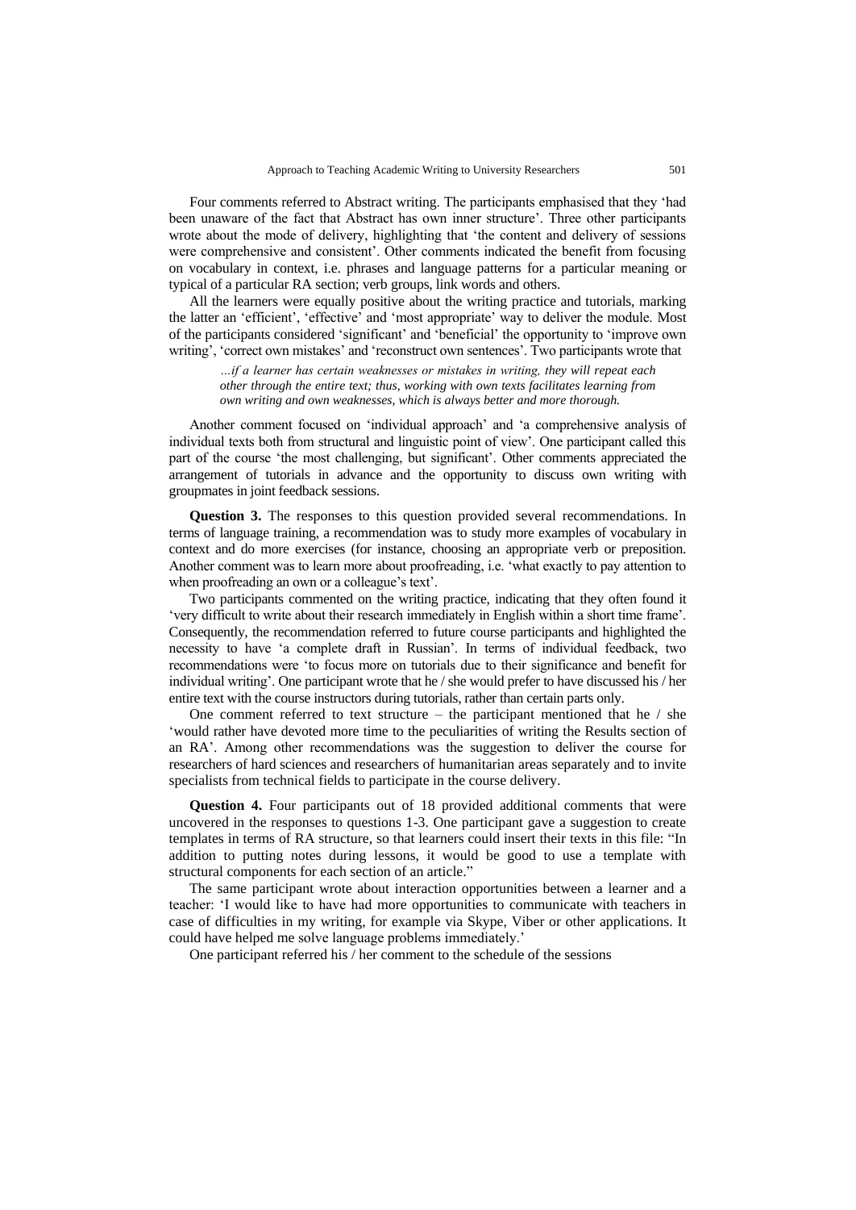Four comments referred to Abstract writing. The participants emphasised that they 'had been unaware of the fact that Abstract has own inner structure'. Three other participants wrote about the mode of delivery, highlighting that 'the content and delivery of sessions were comprehensive and consistent'. Other comments indicated the benefit from focusing on vocabulary in context, i.e. phrases and language patterns for a particular meaning or typical of a particular RA section; verb groups, link words and others.

All the learners were equally positive about the writing practice and tutorials, marking the latter an 'efficient', 'effective' and 'most appropriate' way to deliver the module. Most of the participants considered 'significant' and 'beneficial' the opportunity to 'improve own writing', 'correct own mistakes' and 'reconstruct own sentences'. Two participants wrote that

> *…if a learner has certain weaknesses or mistakes in writing, they will repeat each other through the entire text; thus, working with own texts facilitates learning from own writing and own weaknesses, which is always better and more thorough.*

Another comment focused on 'individual approach' and 'a comprehensive analysis of individual texts both from structural and linguistic point of view'. One participant called this part of the course 'the most challenging, but significant'. Other comments appreciated the arrangement of tutorials in advance and the opportunity to discuss own writing with groupmates in joint feedback sessions.

**Question 3.** The responses to this question provided several recommendations. In terms of language training, a recommendation was to study more examples of vocabulary in context and do more exercises (for instance, choosing an appropriate verb or preposition. Another comment was to learn more about proofreading, i.e. 'what exactly to pay attention to when proofreading an own or a colleague's text'.

Two participants commented on the writing practice, indicating that they often found it 'very difficult to write about their research immediately in English within a short time frame'. Consequently, the recommendation referred to future course participants and highlighted the necessity to have 'a complete draft in Russian'. In terms of individual feedback, two recommendations were 'to focus more on tutorials due to their significance and benefit for individual writing'. One participant wrote that he / she would prefer to have discussed his / her entire text with the course instructors during tutorials, rather than certain parts only.

One comment referred to text structure – the participant mentioned that he / she 'would rather have devoted more time to the peculiarities of writing the Results section of an RA'. Among other recommendations was the suggestion to deliver the course for researchers of hard sciences and researchers of humanitarian areas separately and to invite specialists from technical fields to participate in the course delivery.

**Question 4.** Four participants out of 18 provided additional comments that were uncovered in the responses to questions 1-3. One participant gave a suggestion to create templates in terms of RA structure, so that learners could insert their texts in this file: "In addition to putting notes during lessons, it would be good to use a template with structural components for each section of an article."

The same participant wrote about interaction opportunities between a learner and a teacher: 'I would like to have had more opportunities to communicate with teachers in case of difficulties in my writing, for example via Skype, Viber or other applications. It could have helped me solve language problems immediately.'

One participant referred his / her comment to the schedule of the sessions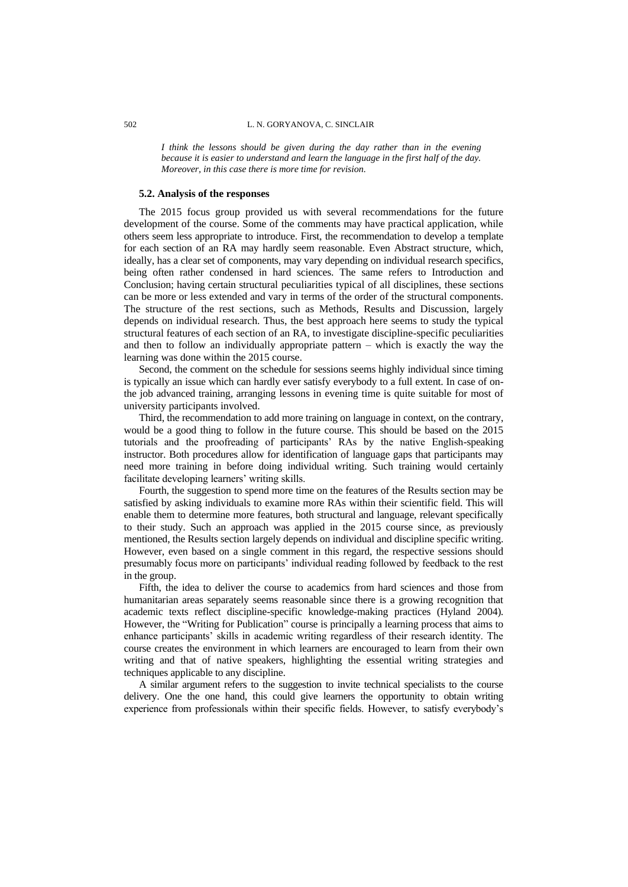*I think the lessons should be given during the day rather than in the evening because it is easier to understand and learn the language in the first half of the day. Moreover, in this case there is more time for revision.*

### 5.2. Analysis of the responses

The 2015 focus group provided us with several recommendations for the future development of the course. Some of the comments may have practical application, while others seem less appropriate to introduce. First, the recommendation to develop a template for each section of an RA may hardly seem reasonable. Even Abstract structure, which, ideally, has a clear set of components, may vary depending on individual research specifics, being often rather condensed in hard sciences. The same refers to Introduction and Conclusion; having certain structural peculiarities typical of all disciplines, these sections can be more or less extended and vary in terms of the order of the structural components. The structure of the rest sections, such as Methods, Results and Discussion, largely depends on individual research. Thus, the best approach here seems to study the typical structural features of each section of an RA, to investigate discipline-specific peculiarities and then to follow an individually appropriate pattern – which is exactly the way the learning was done within the 2015 course.

Second, the comment on the schedule for sessions seems highly individual since timing is typically an issue which can hardly ever satisfy everybody to a full extent. In case of on-the job advanced training, arranging lessons in evening time is quite suitable for most of university participants involved.

Third, the recommendation to add more training on language in context, on the contrary, would be a good thing to follow in the future course. This should be based on the 2015 tutorials and the proofreading of participants' RAs by the native English-speaking instructor. Both procedures allow for identification of language gaps that participants may need more training in before doing individual writing. Such training would certainly facilitate developing learners' writing skills.

Fourth, the suggestion to spend more time on the features of the Results section may be satisfied by asking individuals to examine more RAs within their scientific field. This will enable them to determine more features, both structural and language, relevant specifically to their study. Such an approach was applied in the 2015 course since, as previously mentioned, the Results section largely depends on individual and discipline specific writing. However, even based on a single comment in this regard, the respective sessions should presumably focus more on participants' individual reading followed by feedback to the rest in the group.

Fifth, the idea to deliver the course to academics from hard sciences and those from humanitarian areas separately seems reasonable since there is a growing recognition that academic texts reflect discipline-specific knowledge-making practices (Hyland 2004). However, the "Writing for Publication" course is principally a learning process that aims to enhance participants' skills in academic writing regardless of their research identity. The course creates the environment in which learners are encouraged to learn from their own writing and that of native speakers, highlighting the essential writing strategies and techniques applicable to any discipline.

A similar argument refers to the suggestion to invite technical specialists to the course delivery. One the one hand, this could give learners the opportunity to obtain writing experience from professionals within their specific fields. However, to satisfy everybody's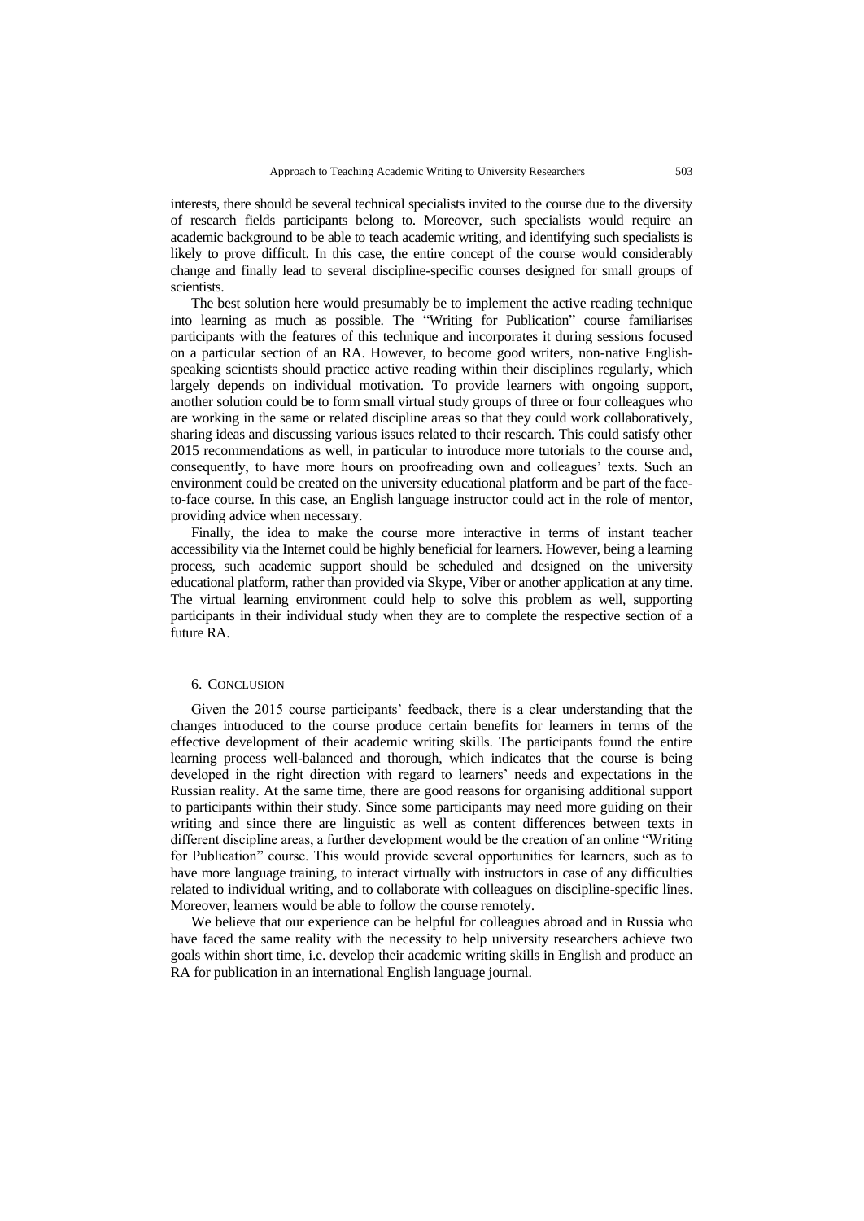interests, there should be several technical specialists invited to the course due to the diversity of research fields participants belong to. Moreover, such specialists would require an academic background to be able to teach academic writing, and identifying such specialists is likely to prove difficult. In this case, the entire concept of the course would considerably change and finally lead to several discipline-specific courses designed for small groups of scientists.

The best solution here would presumably be to implement the active reading technique into learning as much as possible. The "Writing for Publication" course familiarises participants with the features of this technique and incorporates it during sessions focused on a particular section of an RA. However, to become good writers, non-native English-speaking scientists should practice active reading within their disciplines regularly, which largely depends on individual motivation. To provide learners with ongoing support, another solution could be to form small virtual study groups of three or four colleagues who are working in the same or related discipline areas so that they could work collaboratively, sharing ideas and discussing various issues related to their research. This could satisfy other 2015 recommendations as well, in particular to introduce more tutorials to the course and, consequently, to have more hours on proofreading own and colleagues' texts. Such an environment could be created on the university educational platform and be part of the face-to-face course. In this case, an English language instructor could act in the role of mentor, providing advice when necessary.

Finally, the idea to make the course more interactive in terms of instant teacher accessibility via the Internet could be highly beneficial for learners. However, being a learning process, such academic support should be scheduled and designed on the university educational platform, rather than provided via Skype, Viber or another application at any time. The virtual learning environment could help to solve this problem as well, supporting participants in their individual study when they are to complete the respective section of a future RA.

## 6. Conclusion

Given the 2015 course participants' feedback, there is a clear understanding that the changes introduced to the course produce certain benefits for learners in terms of the effective development of their academic writing skills. The participants found the entire learning process well-balanced and thorough, which indicates that the course is being developed in the right direction with regard to learners' needs and expectations in the Russian reality. At the same time, there are good reasons for organising additional support to participants within their study. Since some participants may need more guiding on their writing and since there are linguistic as well as content differences between texts in different discipline areas, a further development would be the creation of an online "Writing for Publication" course. This would provide several opportunities for learners, such as to have more language training, to interact virtually with instructors in case of any difficulties related to individual writing, and to collaborate with colleagues on discipline-specific lines. Moreover, learners would be able to follow the course remotely.

We believe that our experience can be helpful for colleagues abroad and in Russia who have faced the same reality with the necessity to help university researchers achieve two goals within short time, i.e. develop their academic writing skills in English and produce an RA for publication in an international English language journal.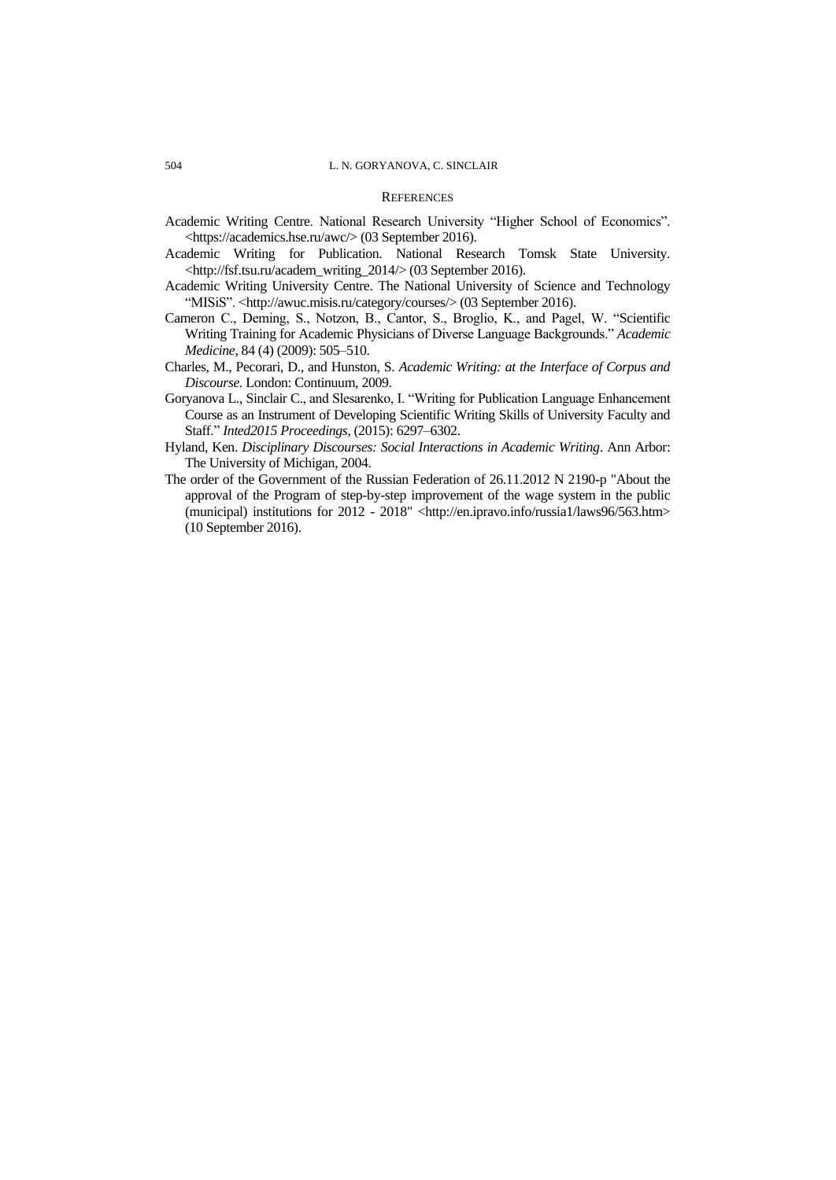## References

Academic Writing Centre. National Research University “Higher School of Economics”. <https://academics.hse.ru/awc/> (03 September 2016).

Academic Writing for Publication. National Research Tomsk State University. <http://fsf.tsu.ru/academ_writing_2014/> (03 September 2016).

Academic Writing University Centre. The National University of Science and Technology “MISiS”. <http://awuc.misis.ru/category/courses/> (03 September 2016).

Cameron C., Deming, S., Notzon, B., Cantor, S., Broglio, K., and Pagel, W. “Scientific Writing Training for Academic Physicians of Diverse Language Backgrounds.” *Academic Medicine*, 84 (4) (2009): 505–510.

Charles, M., Pecorari, D., and Hunston, S. *Academic Writing: at the Interface of Corpus and Discourse.* London: Continuum, 2009.

Goryanova L., Sinclair C., and Slesarenko, I. “Writing for Publication Language Enhancement Course as an Instrument of Developing Scientific Writing Skills of University Faculty and Staff.” *Inted2015 Proceedings*, (2015): 6297–6302.

Hyland, Ken. *Disciplinary Discourses: Social Interactions in Academic Writing*. Ann Arbor: The University of Michigan, 2004.

The order of the Government of the Russian Federation of 26.11.2012 N 2190-p "About the approval of the Program of step-by-step improvement of the wage system in the public (municipal) institutions for 2012 - 2018" <http://en.ipravo.info/russia1/laws96/563.htm> (10 September 2016).